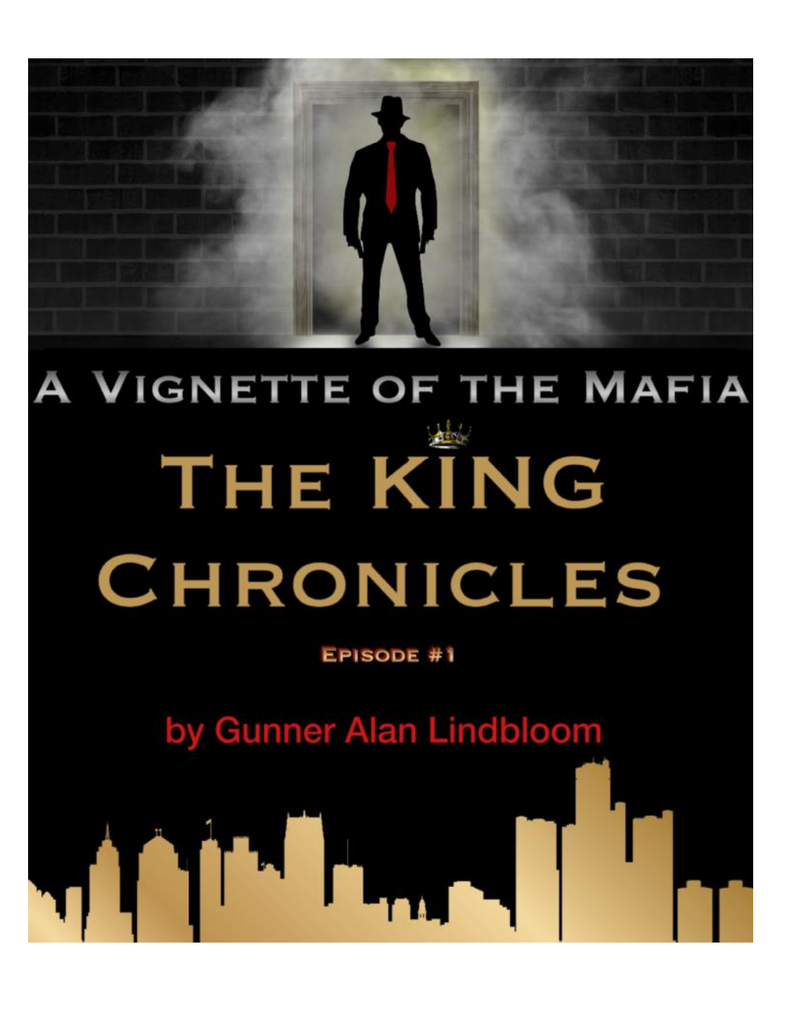# A Vignette of the Mafia

# The King Chronicles

**Episode #1**

by Gunner Alan Lindbloom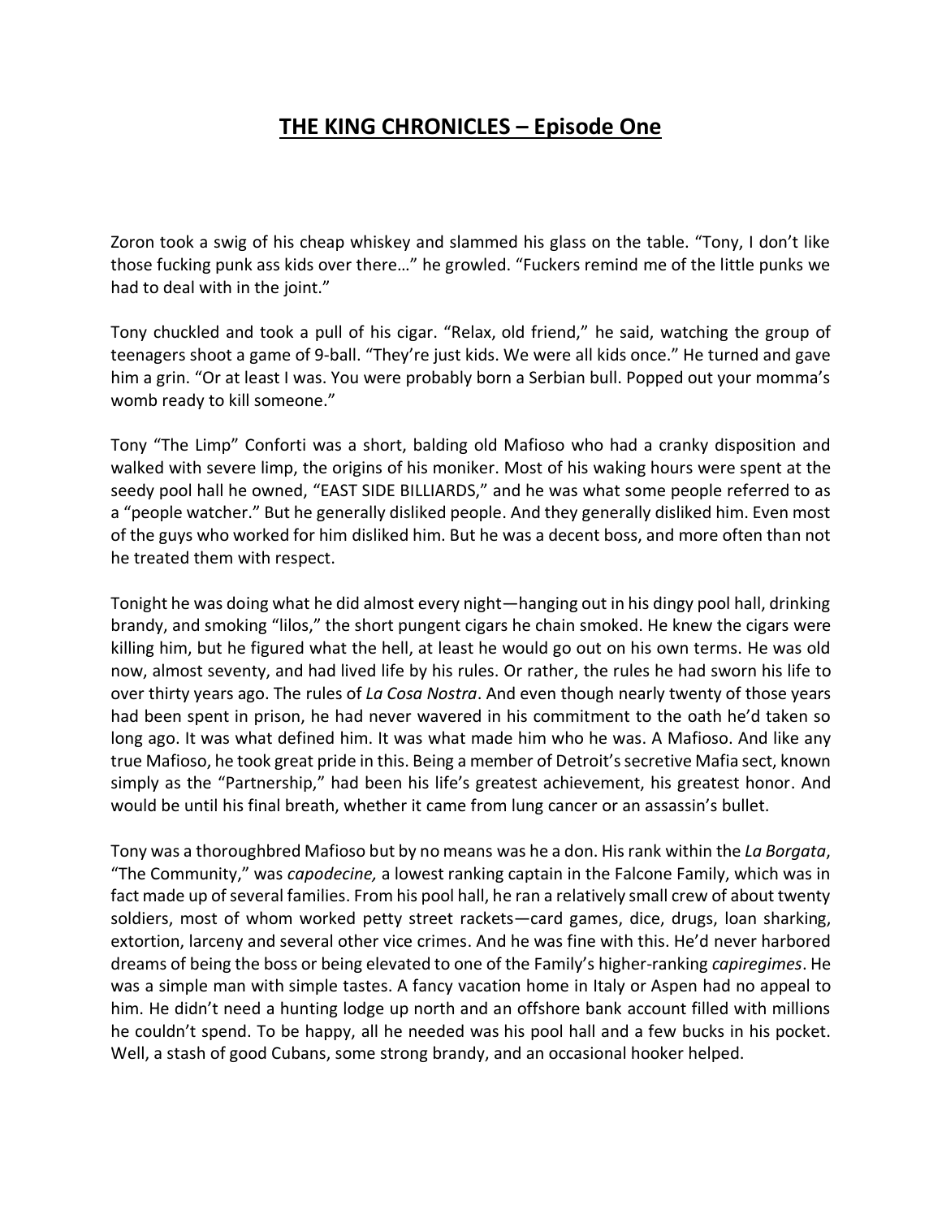# **THE KING CHRONICLES – Episode One**

Zoron took a swig of his cheap whiskey and slammed his glass on the table. "Tony, I don't like those fucking punk ass kids over there…" he growled. "Fuckers remind me of the little punks we had to deal with in the joint."

Tony chuckled and took a pull of his cigar. "Relax, old friend," he said, watching the group of teenagers shoot a game of 9-ball. "They're just kids. We were all kids once." He turned and gave him a grin. "Or at least I was. You were probably born a Serbian bull. Popped out your momma's womb ready to kill someone."

Tony "The Limp" Conforti was a short, balding old Mafioso who had a cranky disposition and walked with severe limp, the origins of his moniker. Most of his waking hours were spent at the seedy pool hall he owned, "EAST SIDE BILLIARDS," and he was what some people referred to as a "people watcher." But he generally disliked people. And they generally disliked him. Even most of the guys who worked for him disliked him. But he was a decent boss, and more often than not he treated them with respect.

Tonight he was doing what he did almost every night—hanging out in his dingy pool hall, drinking brandy, and smoking "lilos," the short pungent cigars he chain smoked. He knew the cigars were killing him, but he figured what the hell, at least he would go out on his own terms. He was old now, almost seventy, and had lived life by his rules. Or rather, the rules he had sworn his life to over thirty years ago. The rules of *La Cosa Nostra*. And even though nearly twenty of those years had been spent in prison, he had never wavered in his commitment to the oath he'd taken so long ago. It was what defined him. It was what made him who he was. A Mafioso. And like any true Mafioso, he took great pride in this. Being a member of Detroit's secretive Mafia sect, known simply as the "Partnership," had been his life's greatest achievement, his greatest honor. And would be until his final breath, whether it came from lung cancer or an assassin's bullet.

Tony was a thoroughbred Mafioso but by no means was he a don. His rank within the *La Borgata*, "The Community," was *capodecine,* a lowest ranking captain in the Falcone Family, which was in fact made up of several families. From his pool hall, he ran a relatively small crew of about twenty soldiers, most of whom worked petty street rackets—card games, dice, drugs, loan sharking, extortion, larceny and several other vice crimes. And he was fine with this. He'd never harbored dreams of being the boss or being elevated to one of the Family's higher-ranking *capiregimes*. He was a simple man with simple tastes. A fancy vacation home in Italy or Aspen had no appeal to him. He didn't need a hunting lodge up north and an offshore bank account filled with millions he couldn't spend. To be happy, all he needed was his pool hall and a few bucks in his pocket. Well, a stash of good Cubans, some strong brandy, and an occasional hooker helped.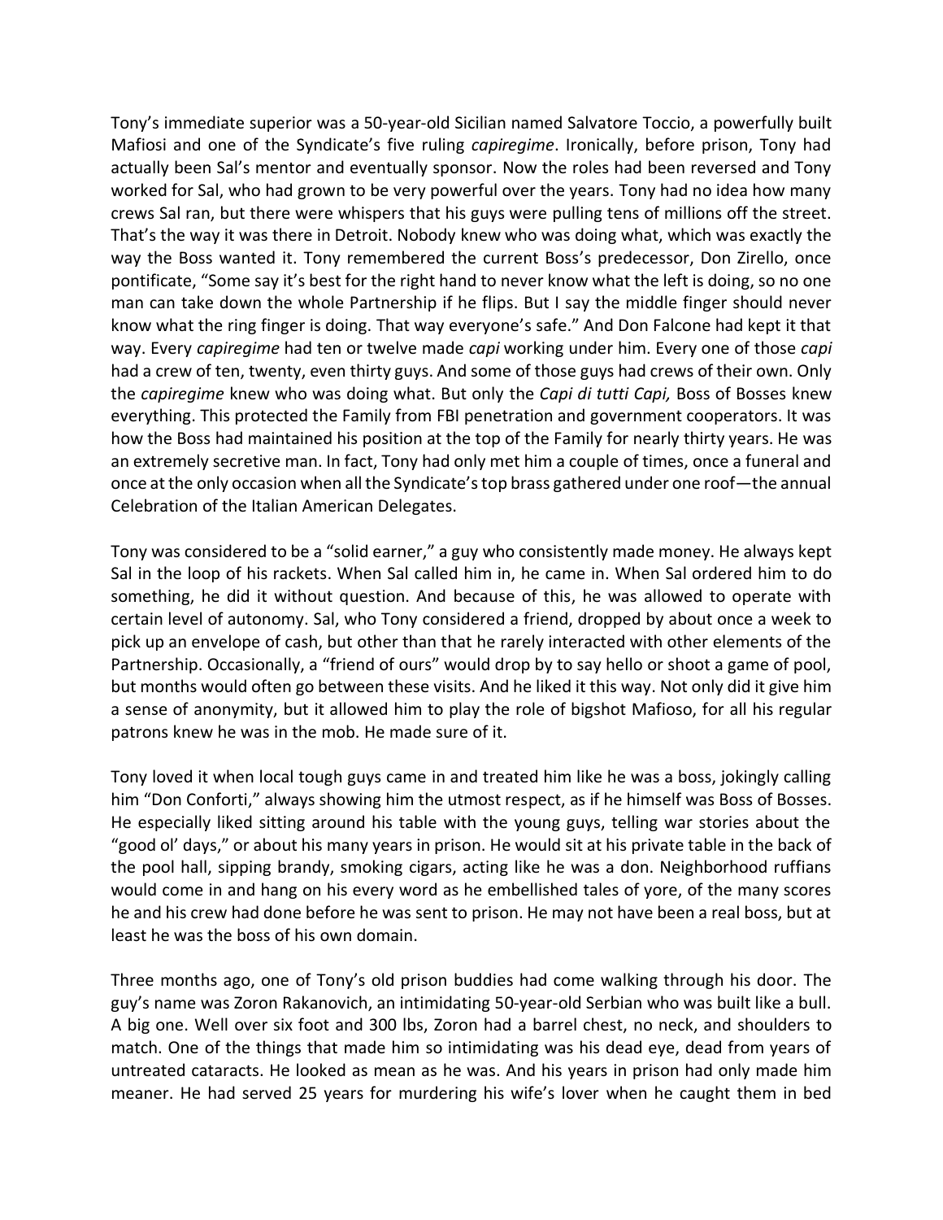Tony's immediate superior was a 50-year-old Sicilian named Salvatore Toccio, a powerfully built Mafiosi and one of the Syndicate's five ruling *capiregime*. Ironically, before prison, Tony had actually been Sal's mentor and eventually sponsor. Now the roles had been reversed and Tony worked for Sal, who had grown to be very powerful over the years. Tony had no idea how many crews Sal ran, but there were whispers that his guys were pulling tens of millions off the street. That's the way it was there in Detroit. Nobody knew who was doing what, which was exactly the way the Boss wanted it. Tony remembered the current Boss's predecessor, Don Zirello, once pontificate, "Some say it's best for the right hand to never know what the left is doing, so no one man can take down the whole Partnership if he flips. But I say the middle finger should never know what the ring finger is doing. That way everyone's safe." And Don Falcone had kept it that way. Every *capiregime* had ten or twelve made *capi* working under him. Every one of those *capi* had a crew of ten, twenty, even thirty guys. And some of those guys had crews of their own. Only the *capiregime* knew who was doing what. But only the *Capi di tutti Capi,* Boss of Bosses knew everything. This protected the Family from FBI penetration and government cooperators. It was how the Boss had maintained his position at the top of the Family for nearly thirty years. He was an extremely secretive man. In fact, Tony had only met him a couple of times, once a funeral and once at the only occasion when all the Syndicate's top brass gathered under one roof—the annual Celebration of the Italian American Delegates.

Tony was considered to be a "solid earner," a guy who consistently made money. He always kept Sal in the loop of his rackets. When Sal called him in, he came in. When Sal ordered him to do something, he did it without question. And because of this, he was allowed to operate with certain level of autonomy. Sal, who Tony considered a friend, dropped by about once a week to pick up an envelope of cash, but other than that he rarely interacted with other elements of the Partnership. Occasionally, a "friend of ours" would drop by to say hello or shoot a game of pool, but months would often go between these visits. And he liked it this way. Not only did it give him a sense of anonymity, but it allowed him to play the role of bigshot Mafioso, for all his regular patrons knew he was in the mob. He made sure of it.

Tony loved it when local tough guys came in and treated him like he was a boss, jokingly calling him "Don Conforti," always showing him the utmost respect, as if he himself was Boss of Bosses. He especially liked sitting around his table with the young guys, telling war stories about the "good ol' days," or about his many years in prison. He would sit at his private table in the back of the pool hall, sipping brandy, smoking cigars, acting like he was a don. Neighborhood ruffians would come in and hang on his every word as he embellished tales of yore, of the many scores he and his crew had done before he was sent to prison. He may not have been a real boss, but at least he was the boss of his own domain.

Three months ago, one of Tony's old prison buddies had come walking through his door. The guy's name was Zoron Rakanovich, an intimidating 50-year-old Serbian who was built like a bull. A big one. Well over six foot and 300 lbs, Zoron had a barrel chest, no neck, and shoulders to match. One of the things that made him so intimidating was his dead eye, dead from years of untreated cataracts. He looked as mean as he was. And his years in prison had only made him meaner. He had served 25 years for murdering his wife's lover when he caught them in bed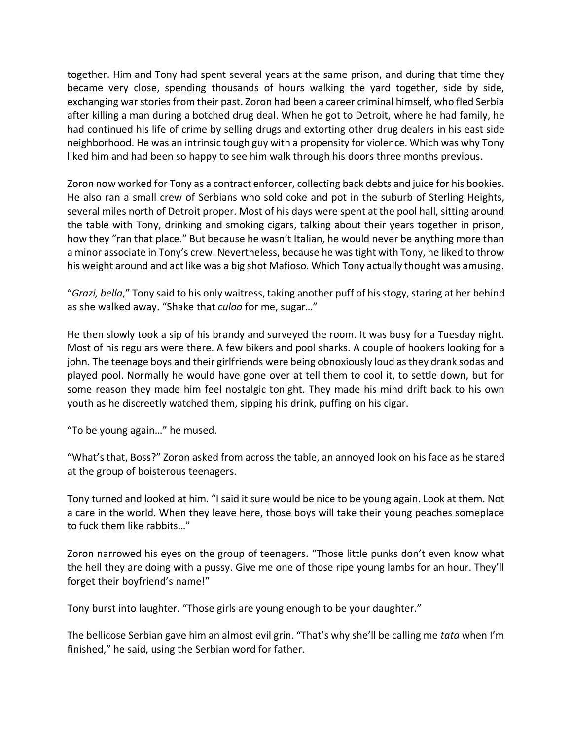together. Him and Tony had spent several years at the same prison, and during that time they became very close, spending thousands of hours walking the yard together, side by side, exchanging war stories from their past. Zoron had been a career criminal himself, who fled Serbia after killing a man during a botched drug deal. When he got to Detroit, where he had family, he had continued his life of crime by selling drugs and extorting other drug dealers in his east side neighborhood. He was an intrinsic tough guy with a propensity for violence. Which was why Tony liked him and had been so happy to see him walk through his doors three months previous.

Zoron now worked for Tony as a contract enforcer, collecting back debts and juice for his bookies. He also ran a small crew of Serbians who sold coke and pot in the suburb of Sterling Heights, several miles north of Detroit proper. Most of his days were spent at the pool hall, sitting around the table with Tony, drinking and smoking cigars, talking about their years together in prison, how they "ran that place." But because he wasn't Italian, he would never be anything more than a minor associate in Tony's crew. Nevertheless, because he was tight with Tony, he liked to throw his weight around and act like was a big shot Mafioso. Which Tony actually thought was amusing.

"*Grazi, bella*," Tony said to his only waitress, taking another puff of his stogy, staring at her behind as she walked away. "Shake that *culoo* for me, sugar…"

He then slowly took a sip of his brandy and surveyed the room. It was busy for a Tuesday night. Most of his regulars were there. A few bikers and pool sharks. A couple of hookers looking for a john. The teenage boys and their girlfriends were being obnoxiously loud as they drank sodas and played pool. Normally he would have gone over at tell them to cool it, to settle down, but for some reason they made him feel nostalgic tonight. They made his mind drift back to his own youth as he discreetly watched them, sipping his drink, puffing on his cigar.

"To be young again…" he mused.

"What's that, Boss?" Zoron asked from across the table, an annoyed look on his face as he stared at the group of boisterous teenagers.

Tony turned and looked at him. "I said it sure would be nice to be young again. Look at them. Not a care in the world. When they leave here, those boys will take their young peaches someplace to fuck them like rabbits…"

Zoron narrowed his eyes on the group of teenagers. "Those little punks don't even know what the hell they are doing with a pussy. Give me one of those ripe young lambs for an hour. They'll forget their boyfriend's name!"

Tony burst into laughter. "Those girls are young enough to be your daughter."

The bellicose Serbian gave him an almost evil grin. "That's why she'll be calling me *tata* when I'm finished," he said, using the Serbian word for father.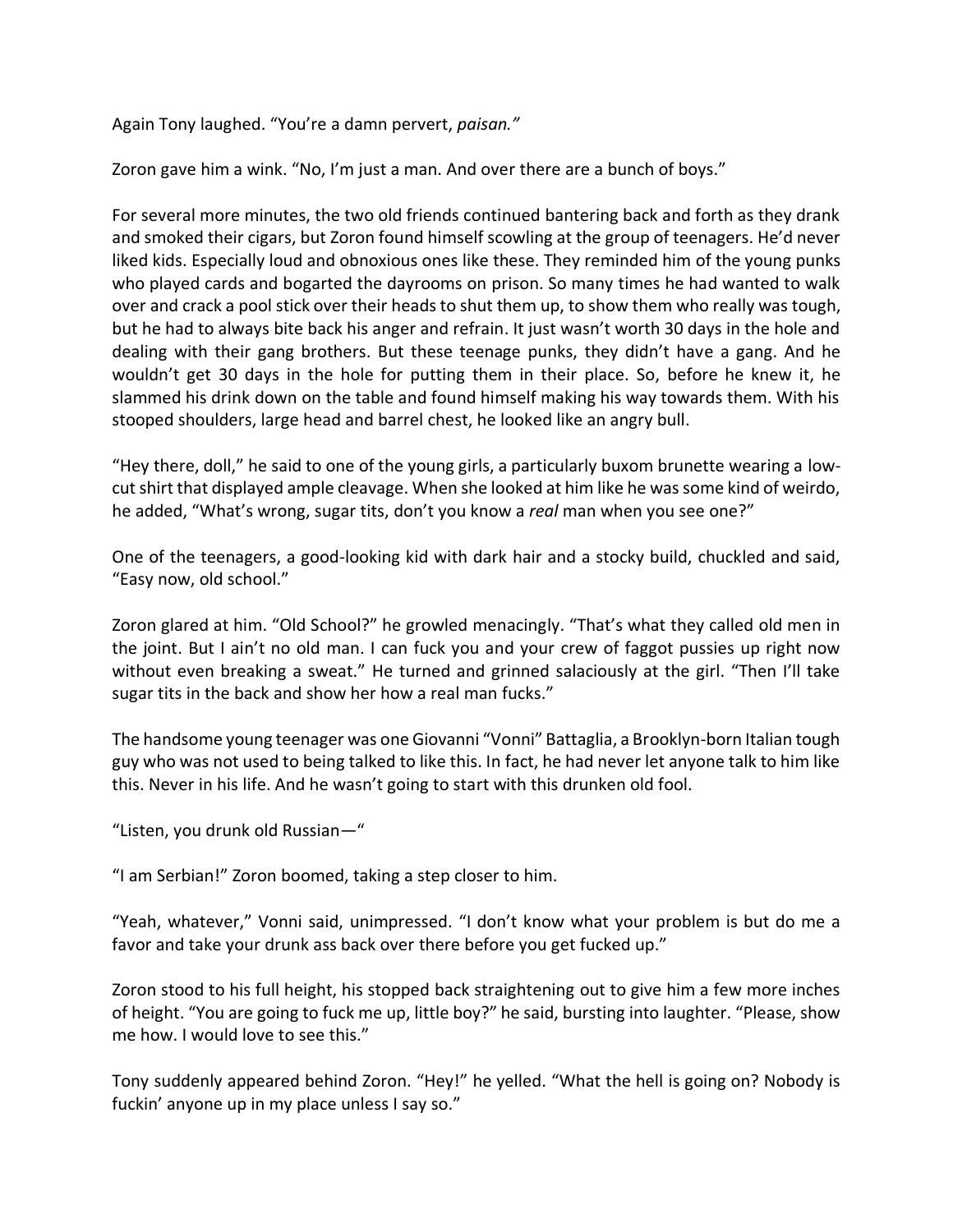Again Tony laughed. "You're a damn pervert, *paisan."*

Zoron gave him a wink. "No, I'm just a man. And over there are a bunch of boys."

For several more minutes, the two old friends continued bantering back and forth as they drank and smoked their cigars, but Zoron found himself scowling at the group of teenagers. He'd never liked kids. Especially loud and obnoxious ones like these. They reminded him of the young punks who played cards and bogarted the dayrooms on prison. So many times he had wanted to walk over and crack a pool stick over their heads to shut them up, to show them who really was tough, but he had to always bite back his anger and refrain. It just wasn't worth 30 days in the hole and dealing with their gang brothers. But these teenage punks, they didn't have a gang. And he wouldn't get 30 days in the hole for putting them in their place. So, before he knew it, he slammed his drink down on the table and found himself making his way towards them. With his stooped shoulders, large head and barrel chest, he looked like an angry bull.

"Hey there, doll," he said to one of the young girls, a particularly buxom brunette wearing a low-cut shirt that displayed ample cleavage. When she looked at him like he was some kind of weirdo, he added, "What's wrong, sugar tits, don't you know a *real* man when you see one?"

One of the teenagers, a good-looking kid with dark hair and a stocky build, chuckled and said, "Easy now, old school."

Zoron glared at him. "Old School?" he growled menacingly. "That's what they called old men in the joint. But I ain't no old man. I can fuck you and your crew of faggot pussies up right now without even breaking a sweat." He turned and grinned salaciously at the girl. "Then I'll take sugar tits in the back and show her how a real man fucks."

The handsome young teenager was one Giovanni "Vonni" Battaglia, a Brooklyn-born Italian tough guy who was not used to being talked to like this. In fact, he had never let anyone talk to him like this. Never in his life. And he wasn't going to start with this drunken old fool.

"Listen, you drunk old Russian—"

"I am Serbian!" Zoron boomed, taking a step closer to him.

"Yeah, whatever," Vonni said, unimpressed. "I don't know what your problem is but do me a favor and take your drunk ass back over there before you get fucked up."

Zoron stood to his full height, his stopped back straightening out to give him a few more inches of height. "You are going to fuck me up, little boy?" he said, bursting into laughter. "Please, show me how. I would love to see this."

Tony suddenly appeared behind Zoron. "Hey!" he yelled. "What the hell is going on? Nobody is fuckin' anyone up in my place unless I say so."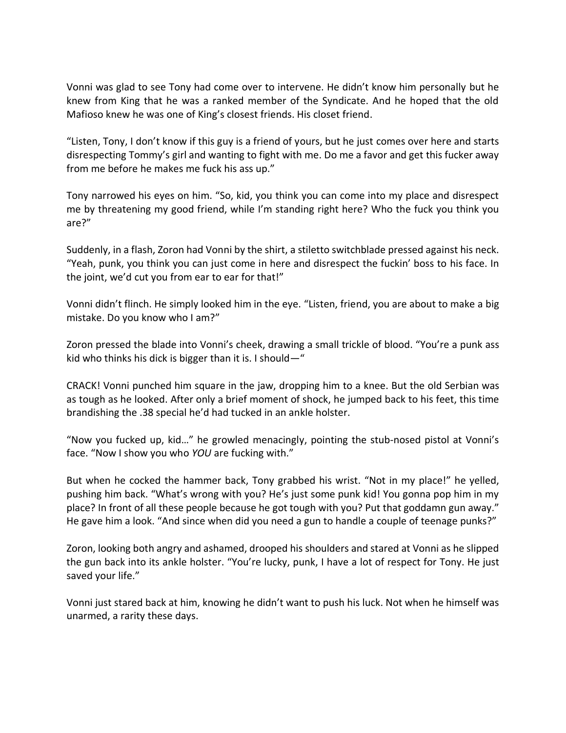Vonni was glad to see Tony had come over to intervene. He didn't know him personally but he knew from King that he was a ranked member of the Syndicate. And he hoped that the old Mafioso knew he was one of King's closest friends. His closet friend.

"Listen, Tony, I don't know if this guy is a friend of yours, but he just comes over here and starts disrespecting Tommy's girl and wanting to fight with me. Do me a favor and get this fucker away from me before he makes me fuck his ass up."

Tony narrowed his eyes on him. "So, kid, you think you can come into my place and disrespect me by threatening my good friend, while I'm standing right here? Who the fuck you think you are?"

Suddenly, in a flash, Zoron had Vonni by the shirt, a stiletto switchblade pressed against his neck. "Yeah, punk, you think you can just come in here and disrespect the fuckin' boss to his face. In the joint, we'd cut you from ear to ear for that!"

Vonni didn't flinch. He simply looked him in the eye. "Listen, friend, you are about to make a big mistake. Do you know who I am?"

Zoron pressed the blade into Vonni's cheek, drawing a small trickle of blood. "You're a punk ass kid who thinks his dick is bigger than it is. I should—"

CRACK! Vonni punched him square in the jaw, dropping him to a knee. But the old Serbian was as tough as he looked. After only a brief moment of shock, he jumped back to his feet, this time brandishing the .38 special he'd had tucked in an ankle holster.

"Now you fucked up, kid…" he growled menacingly, pointing the stub-nosed pistol at Vonni's face. "Now I show you who *YOU* are fucking with."

But when he cocked the hammer back, Tony grabbed his wrist. "Not in my place!" he yelled, pushing him back. "What's wrong with you? He's just some punk kid! You gonna pop him in my place? In front of all these people because he got tough with you? Put that goddamn gun away." He gave him a look. "And since when did you need a gun to handle a couple of teenage punks?"

Zoron, looking both angry and ashamed, drooped his shoulders and stared at Vonni as he slipped the gun back into its ankle holster. "You're lucky, punk, I have a lot of respect for Tony. He just saved your life."

Vonni just stared back at him, knowing he didn't want to push his luck. Not when he himself was unarmed, a rarity these days.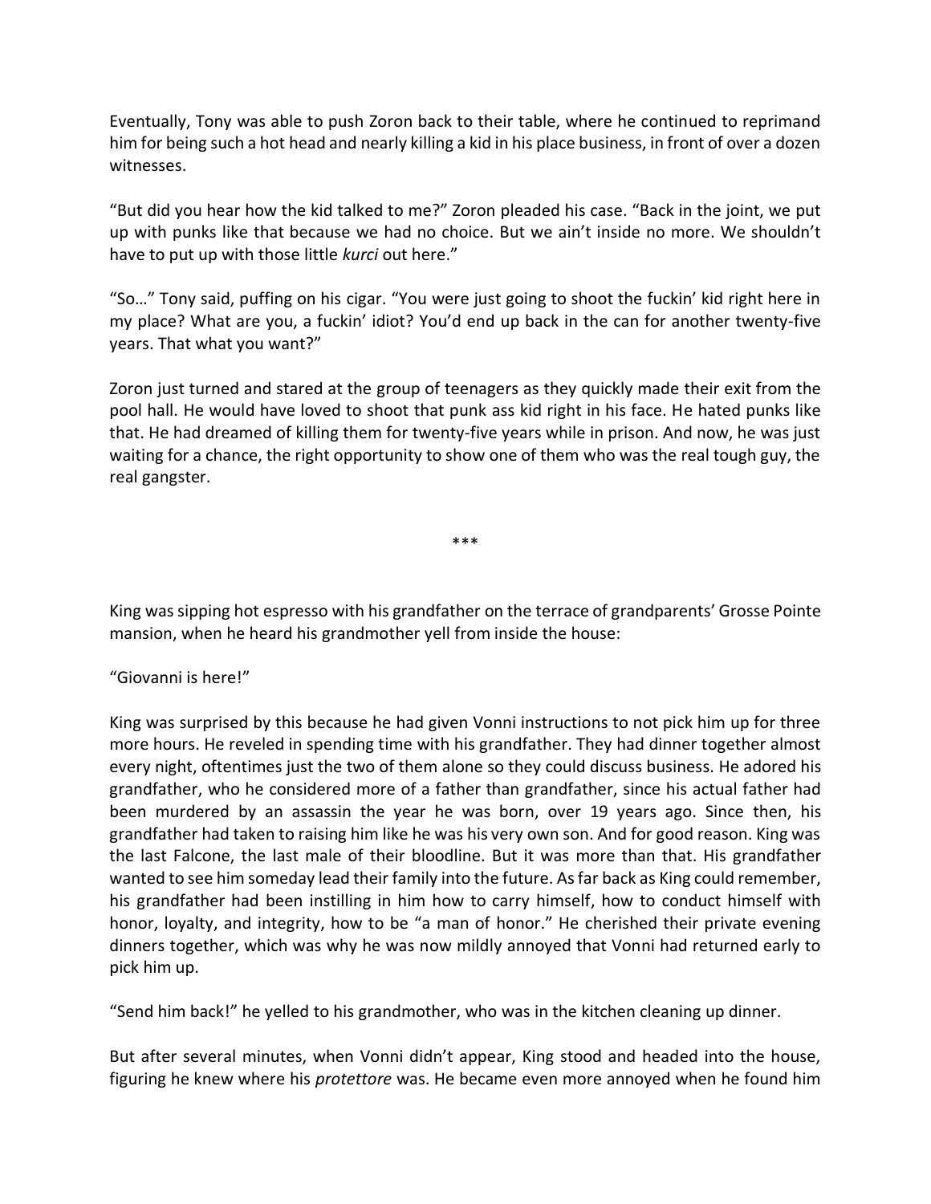Eventually, Tony was able to push Zoron back to their table, where he continued to reprimand him for being such a hot head and nearly killing a kid in his place business, in front of over a dozen witnesses.

"But did you hear how the kid talked to me?" Zoron pleaded his case. "Back in the joint, we put up with punks like that because we had no choice. But we ain't inside no more. We shouldn't have to put up with those little *kurci* out here."

"So…" Tony said, puffing on his cigar. "You were just going to shoot the fuckin' kid right here in my place? What are you, a fuckin' idiot? You'd end up back in the can for another twenty-five years. That what you want?"

Zoron just turned and stared at the group of teenagers as they quickly made their exit from the pool hall. He would have loved to shoot that punk ass kid right in his face. He hated punks like that. He had dreamed of killing them for twenty-five years while in prison. And now, he was just waiting for a chance, the right opportunity to show one of them who was the real tough guy, the real gangster.

\*\*\*

King was sipping hot espresso with his grandfather on the terrace of grandparents' Grosse Pointe mansion, when he heard his grandmother yell from inside the house:

"Giovanni is here!"

King was surprised by this because he had given Vonni instructions to not pick him up for three more hours. He reveled in spending time with his grandfather. They had dinner together almost every night, oftentimes just the two of them alone so they could discuss business. He adored his grandfather, who he considered more of a father than grandfather, since his actual father had been murdered by an assassin the year he was born, over 19 years ago. Since then, his grandfather had taken to raising him like he was his very own son. And for good reason. King was the last Falcone, the last male of their bloodline. But it was more than that. His grandfather wanted to see him someday lead their family into the future. As far back as King could remember, his grandfather had been instilling in him how to carry himself, how to conduct himself with honor, loyalty, and integrity, how to be "a man of honor." He cherished their private evening dinners together, which was why he was now mildly annoyed that Vonni had returned early to pick him up.

"Send him back!" he yelled to his grandmother, who was in the kitchen cleaning up dinner.

But after several minutes, when Vonni didn't appear, King stood and headed into the house, figuring he knew where his *protettore* was. He became even more annoyed when he found him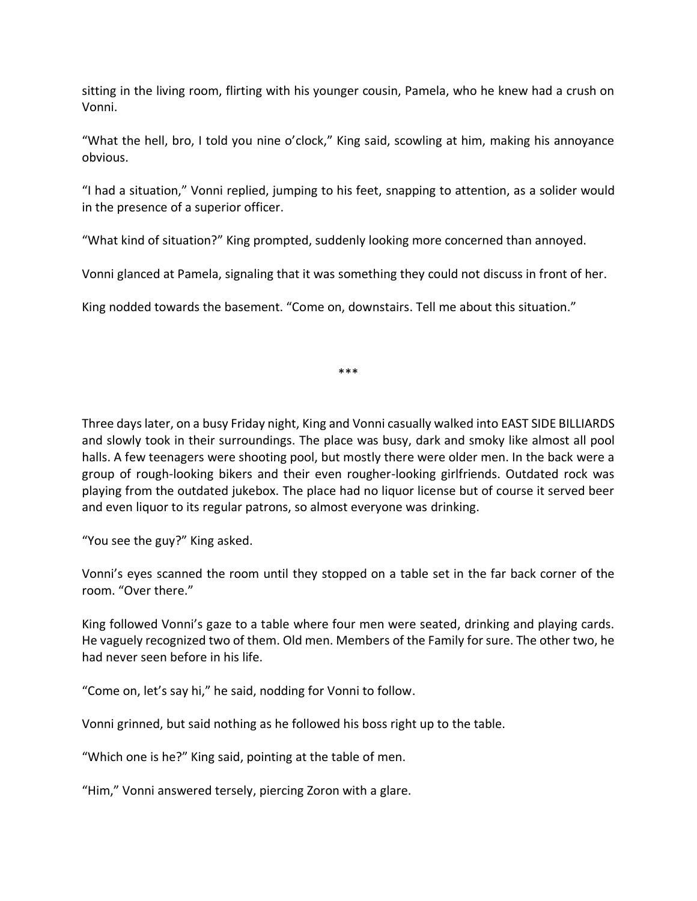sitting in the living room, flirting with his younger cousin, Pamela, who he knew had a crush on Vonni.

“What the hell, bro, I told you nine o’clock,” King said, scowling at him, making his annoyance obvious.

“I had a situation,” Vonni replied, jumping to his feet, snapping to attention, as a solider would in the presence of a superior officer.

“What kind of situation?” King prompted, suddenly looking more concerned than annoyed.

Vonni glanced at Pamela, signaling that it was something they could not discuss in front of her.

King nodded towards the basement. “Come on, downstairs. Tell me about this situation.”

\*\*\*

Three days later, on a busy Friday night, King and Vonni casually walked into EAST SIDE BILLIARDS and slowly took in their surroundings. The place was busy, dark and smoky like almost all pool halls. A few teenagers were shooting pool, but mostly there were older men. In the back were a group of rough-looking bikers and their even rougher-looking girlfriends. Outdated rock was playing from the outdated jukebox. The place had no liquor license but of course it served beer and even liquor to its regular patrons, so almost everyone was drinking.

“You see the guy?” King asked.

Vonni’s eyes scanned the room until they stopped on a table set in the far back corner of the room. “Over there.”

King followed Vonni’s gaze to a table where four men were seated, drinking and playing cards. He vaguely recognized two of them. Old men. Members of the Family for sure. The other two, he had never seen before in his life.

“Come on, let’s say hi,” he said, nodding for Vonni to follow.

Vonni grinned, but said nothing as he followed his boss right up to the table.

“Which one is he?” King said, pointing at the table of men.

“Him,” Vonni answered tersely, piercing Zoron with a glare.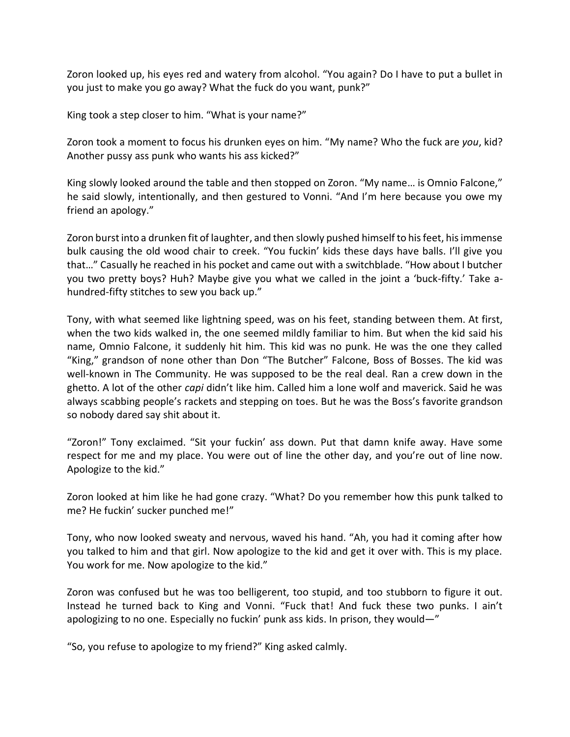Zoron looked up, his eyes red and watery from alcohol. "You again? Do I have to put a bullet in you just to make you go away? What the fuck do you want, punk?"

King took a step closer to him. "What is your name?"

Zoron took a moment to focus his drunken eyes on him. "My name? Who the fuck are *you*, kid? Another pussy ass punk who wants his ass kicked?"

King slowly looked around the table and then stopped on Zoron. "My name… is Omnio Falcone," he said slowly, intentionally, and then gestured to Vonni. "And I'm here because you owe my friend an apology."

Zoron burst into a drunken fit of laughter, and then slowly pushed himself to his feet, his immense bulk causing the old wood chair to creek. "You fuckin' kids these days have balls. I'll give you that…" Casually he reached in his pocket and came out with a switchblade. "How about I butcher you two pretty boys? Huh? Maybe give you what we called in the joint a 'buck-fifty.' Take a-hundred-fifty stitches to sew you back up."

Tony, with what seemed like lightning speed, was on his feet, standing between them. At first, when the two kids walked in, the one seemed mildly familiar to him. But when the kid said his name, Omnio Falcone, it suddenly hit him. This kid was no punk. He was the one they called "King," grandson of none other than Don "The Butcher" Falcone, Boss of Bosses. The kid was well-known in The Community. He was supposed to be the real deal. Ran a crew down in the ghetto. A lot of the other *capi* didn't like him. Called him a lone wolf and maverick. Said he was always scabbing people's rackets and stepping on toes. But he was the Boss's favorite grandson so nobody dared say shit about it.

"Zoron!" Tony exclaimed. "Sit your fuckin' ass down. Put that damn knife away. Have some respect for me and my place. You were out of line the other day, and you're out of line now. Apologize to the kid."

Zoron looked at him like he had gone crazy. "What? Do you remember how this punk talked to me? He fuckin' sucker punched me!"

Tony, who now looked sweaty and nervous, waved his hand. "Ah, you had it coming after how you talked to him and that girl. Now apologize to the kid and get it over with. This is my place. You work for me. Now apologize to the kid."

Zoron was confused but he was too belligerent, too stupid, and too stubborn to figure it out. Instead he turned back to King and Vonni. "Fuck that! And fuck these two punks. I ain't apologizing to no one. Especially no fuckin' punk ass kids. In prison, they would—"

"So, you refuse to apologize to my friend?" King asked calmly.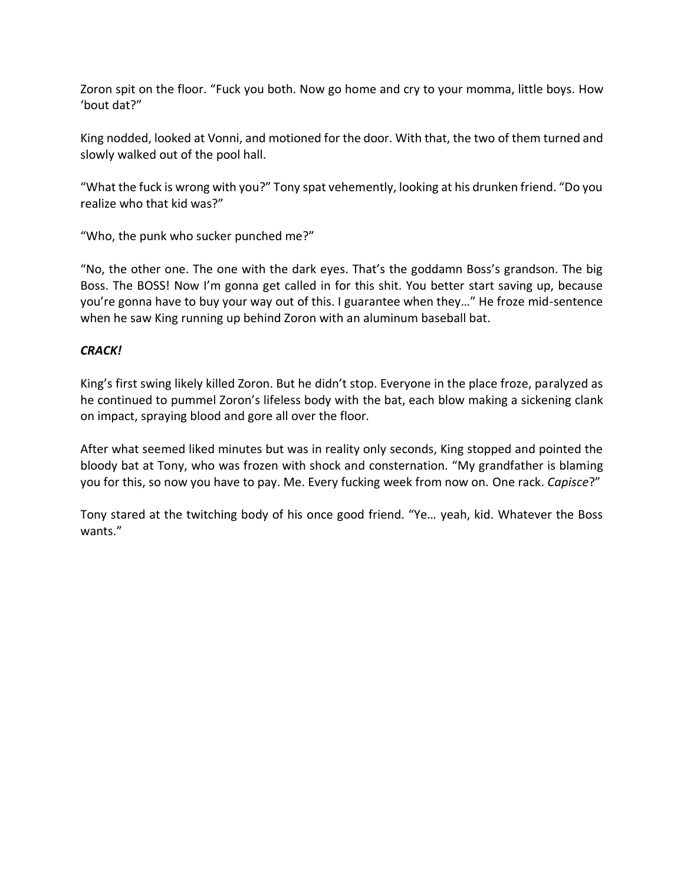Zoron spit on the floor. "Fuck you both. Now go home and cry to your momma, little boys. How 'bout dat?"

King nodded, looked at Vonni, and motioned for the door. With that, the two of them turned and slowly walked out of the pool hall.

"What the fuck is wrong with you?" Tony spat vehemently, looking at his drunken friend. "Do you realize who that kid was?"

"Who, the punk who sucker punched me?"

"No, the other one. The one with the dark eyes. That's the goddamn Boss's grandson. The big Boss. The BOSS! Now I'm gonna get called in for this shit. You better start saving up, because you're gonna have to buy your way out of this. I guarantee when they…" He froze mid-sentence when he saw King running up behind Zoron with an aluminum baseball bat.

***CRACK!***

King's first swing likely killed Zoron. But he didn't stop. Everyone in the place froze, paralyzed as he continued to pummel Zoron's lifeless body with the bat, each blow making a sickening clank on impact, spraying blood and gore all over the floor.

After what seemed liked minutes but was in reality only seconds, King stopped and pointed the bloody bat at Tony, who was frozen with shock and consternation. "My grandfather is blaming you for this, so now you have to pay. Me. Every fucking week from now on. One rack. *Capisce*?"

Tony stared at the twitching body of his once good friend. "Ye… yeah, kid. Whatever the Boss wants."